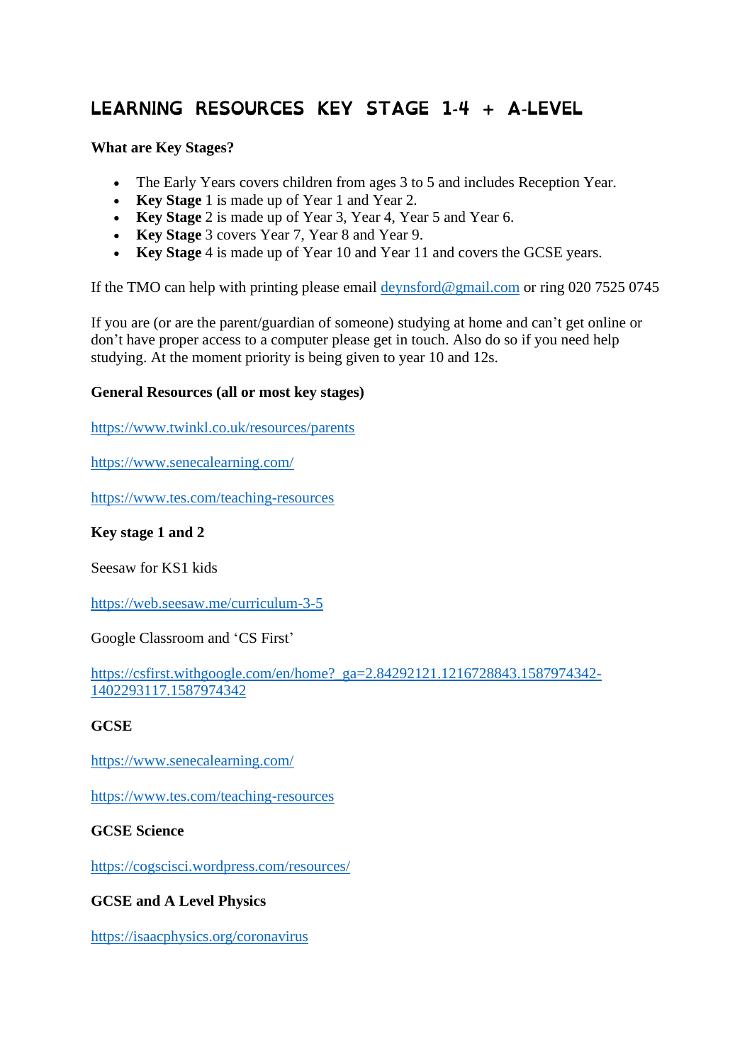# LEARNING RESOURCES KEY STAGE 1-4 + A-LEVEL

**What are Key Stages?**

- The Early Years covers children from ages 3 to 5 and includes Reception Year.
- **Key Stage** 1 is made up of Year 1 and Year 2.
- **Key Stage** 2 is made up of Year 3, Year 4, Year 5 and Year 6.
- **Key Stage** 3 covers Year 7, Year 8 and Year 9.
- **Key Stage** 4 is made up of Year 10 and Year 11 and covers the GCSE years.

If the TMO can help with printing please email deynsford@gmail.com or ring 020 7525 0745

If you are (or are the parent/guardian of someone) studying at home and can't get online or don't have proper access to a computer please get in touch. Also do so if you need help studying. At the moment priority is being given to year 10 and 12s.

**General Resources (all or most key stages)**

https://www.twinkl.co.uk/resources/parents

https://www.senecalearning.com/

https://www.tes.com/teaching-resources

**Key stage 1 and 2**

Seesaw for KS1 kids

https://web.seesaw.me/curriculum-3-5

Google Classroom and 'CS First'

https://csfirst.withgoogle.com/en/home?_ga=2.84292121.1216728843.1587974342-1402293117.1587974342

**GCSE**

https://www.senecalearning.com/

https://www.tes.com/teaching-resources

**GCSE Science**

https://cogscisci.wordpress.com/resources/

**GCSE and A Level Physics**

https://isaacphysics.org/coronavirus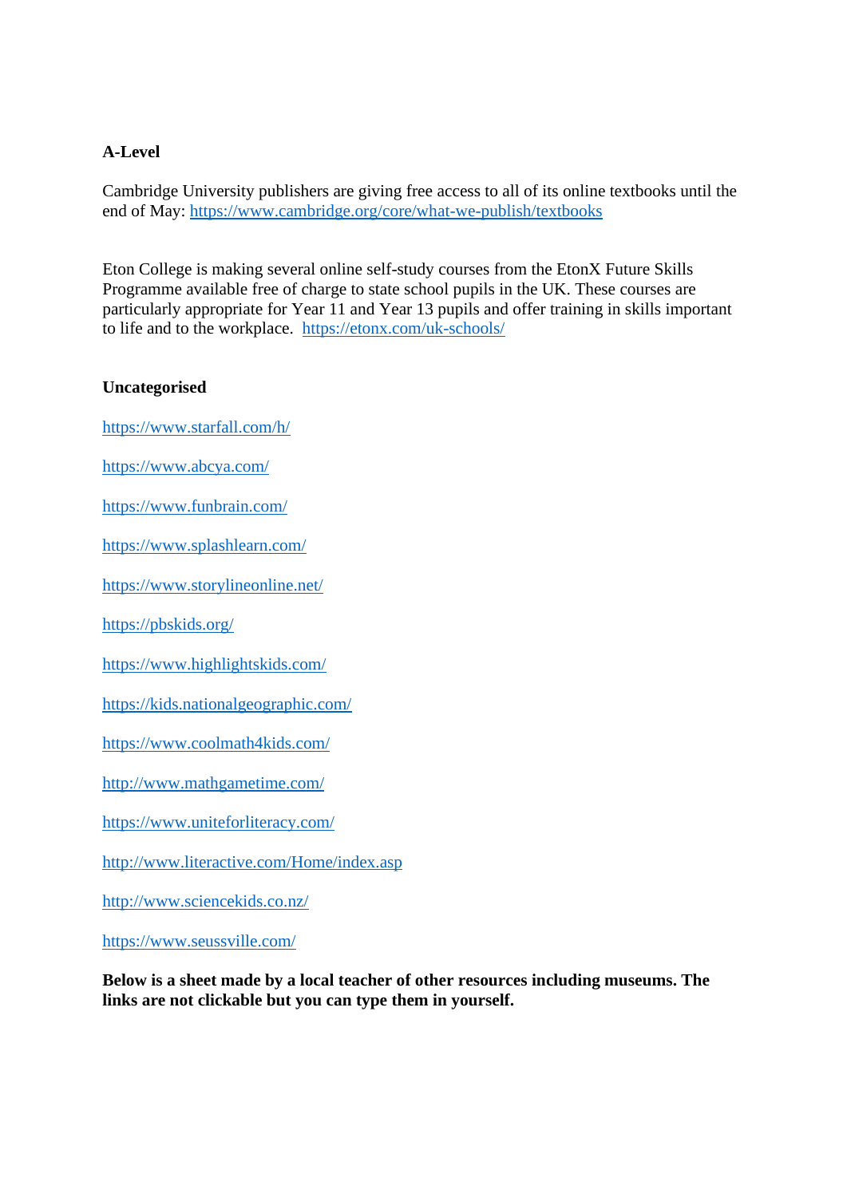**A-Level**

Cambridge University publishers are giving free access to all of its online textbooks until the end of May: https://www.cambridge.org/core/what-we-publish/textbooks

Eton College is making several online self-study courses from the EtonX Future Skills Programme available free of charge to state school pupils in the UK. These courses are particularly appropriate for Year 11 and Year 13 pupils and offer training in skills important to life and to the workplace. https://etonx.com/uk-schools/

**Uncategorised**

https://www.starfall.com/h/

https://www.abcya.com/

https://www.funbrain.com/

https://www.splashlearn.com/

https://www.storylineonline.net/

https://pbskids.org/

https://www.highlightskids.com/

https://kids.nationalgeographic.com/

https://www.coolmath4kids.com/

http://www.mathgametime.com/

https://www.uniteforliteracy.com/

http://www.literactive.com/Home/index.asp

http://www.sciencekids.co.nz/

https://www.seussville.com/

**Below is a sheet made by a local teacher of other resources including museums. The links are not clickable but you can type them in yourself.**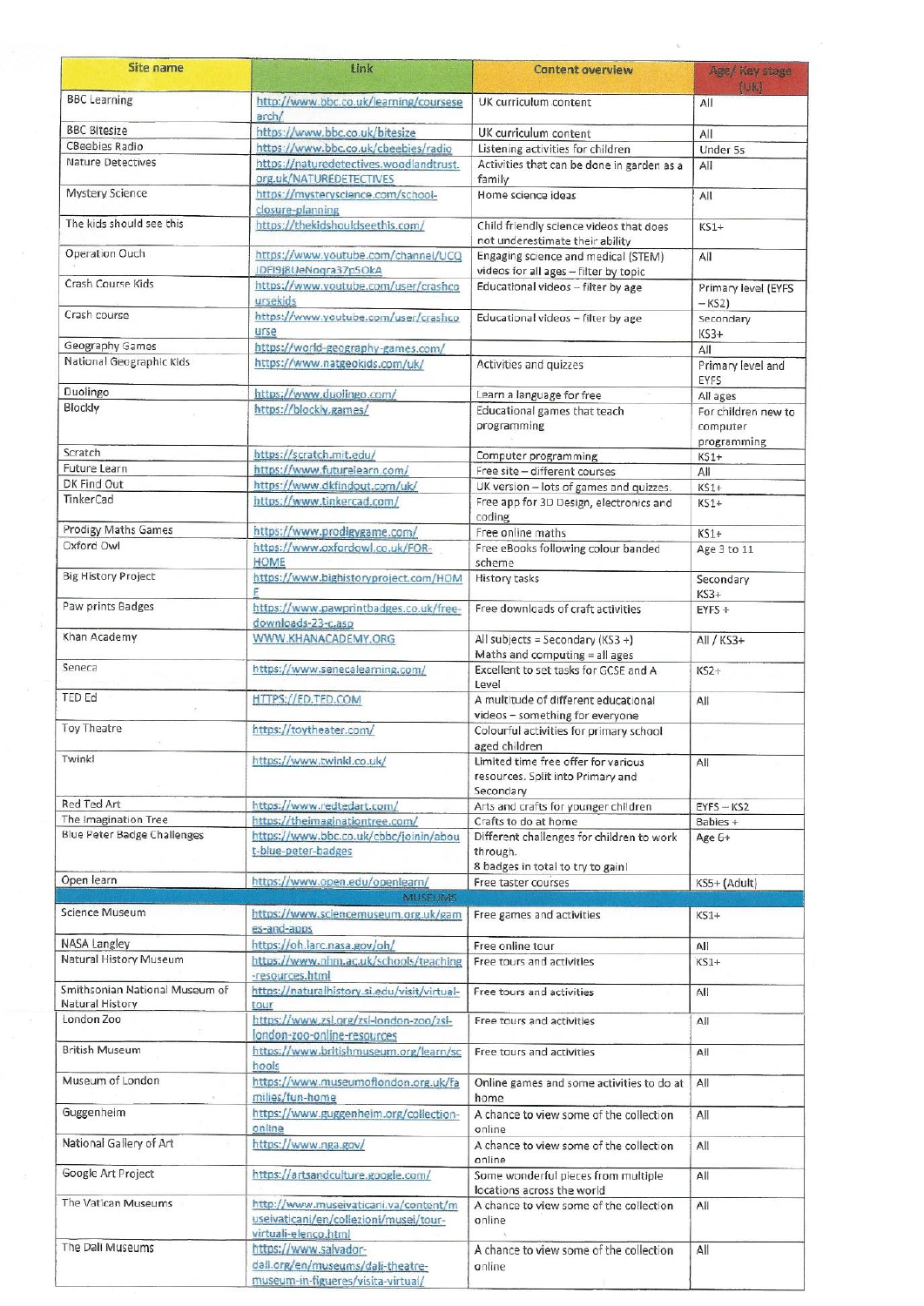| Site name | Link | Content overview | Age/ Key stage (UK) |
| --- | --- | --- | --- |
| BBC Learning | http://www.bbc.co.uk/learning/coursesearch/ | UK curriculum content | All |
| BBC Bitesize | https://www.bbc.co.uk/bitesize | UK curriculum content | All |
| CBeebies Radio | https://www.bbc.co.uk/cbeebies/radio | Listening activities for children | Under 5s |
| Nature Detectives | https://naturedetectives.woodlandtrust.org.uk/NATUREDETECTIVES | Activities that can be done in garden as a family | All |
| Mystery Science | https://mysteryscience.com/school-closure-planning | Home science ideas | All |
| The kids should see this | https://thekidshouldseethis.com/ | Child friendly science videos that does not underestimate their ability | KS1+ |
| Operation Ouch | https://www.youtube.com/channel/UCQJDFl9j8UeNoqra37p5OkA | Engaging science and medical (STEM) videos for all ages – filter by topic | All |
| Crash Course Kids | https://www.youtube.com/user/crashcoursekids | Educational videos – filter by age | Primary level (EYFS – KS2) |
| Crash course | https://www.youtube.com/user/crashcourse | Educational videos – filter by age | Secondary KS3+ |
| Geography Games | https://world-geography-games.com/ | | All |
| National Geographic Kids | https://www.natgeokids.com/uk/ | Activities and quizzes | Primary level and EYFS |
| Duolingo | https://www.duolingo.com/ | Learn a language for free | All ages |
| Blockly | https://blockly.games/ | Educational games that teach programming | For children new to computer programming |
| Scratch | https://scratch.mit.edu/ | Computer programming | KS1+ |
| Future Learn | https://www.futurelearn.com/ | Free site – different courses | All |
| DK Find Out | https://www.dkfindout.com/uk/ | UK version – lots of games and quizzes | KS1+ |
| TinkerCad | https://www.tinkercad.com/ | Free app for 3D Design, electronics and coding | KS1+ |
| Prodigy Maths Games | https://www.prodigygame.com/ | Free online maths | KS1+ |
| Oxford Owl | https://www.oxfordowl.co.uk/FOR-HOME | Free eBooks following colour banded scheme | Age 3 to 11 |
| Big History Project | https://www.bighistoryproject.com/HOME | History tasks | Secondary KS3+ |
| Paw prints Badges | https://www.pawprintbadges.co.uk/free-downloads-23-c.asp | Free downloads of craft activities | EYFS + |
| Khan Academy | WWW.KHANACADEMY.ORG | All subjects = Secondary (KS3 +) Maths and computing = all ages | All / KS3+ |
| Seneca | https://www.senecalearning.com/ | Excellent to set tasks for GCSE and A Level | KS2+ |
| TED Ed | HTTPS://ED.TED.COM | A multitude of different educational videos – something for everyone | All |
| Toy Theatre | https://toytheater.com/ | Colourful activities for primary school aged children | |
| Twinkl | https://www.twinkl.co.uk/ | Limited time free offer for various resources. Split into Primary and Secondary | All |
| Red Ted Art | https://www.redtedart.com/ | Arts and crafts for younger children | EYFS – KS2 |
| The Imagination Tree | https://theimaginationtree.com/ | Crafts to do at home | Babies + |
| Blue Peter Badge Challenges | https://www.bbc.co.uk/cbbc/joinin/about-blue-peter-badges | Different challenges for children to work through. 8 badges in total to try to gain! | Age 6+ |
| Open learn | https://www.open.edu/openlearn/ | Free taster courses | KS5+ (Adult) |
| MUSEUMS | | | |
| Science Museum | https://www.sciencemuseum.org.uk/games-and-apps | Free games and activities | KS1+ |
| NASA Langley | https://oh.larc.nasa.gov/oh/ | Free online tour | All |
| Natural History Museum | https://www.nhm.ac.uk/schools/teaching-resources.html | Free tours and activities | KS1+ |
| Smithsonian National Museum of Natural History | https://naturalhistory.si.edu/visit/virtual-tour | Free tours and activities | All |
| London Zoo | https://www.zsl.org/zsl-london-zoo/zsl-london-zoo-online-resources | Free tours and activities | All |
| British Museum | https://www.britishmuseum.org/learn/schools | Free tours and activities | All |
| Museum of London | https://www.museumoflondon.org.uk/families/fun-home | Online games and some activities to do at home | All |
| Guggenheim | https://www.guggenheim.org/collection-online | A chance to view some of the collection online | All |
| National Gallery of Art | https://www.nga.gov/ | A chance to view some of the collection online | All |
| Google Art Project | https://artsandculture.google.com/ | Some wonderful pieces from multiple locations across the world | All |
| The Vatican Museums | http://www.museivaticani.va/content/museivaticani/en/collezioni/musei/tour-virtuali-elenco.html | A chance to view some of the collection online | All |
| The Dali Museums | https://www.salvador-dali.org/en/museums/dali-theatre-museum-in-figueres/visita-virtual/ | A chance to view some of the collection online | All |